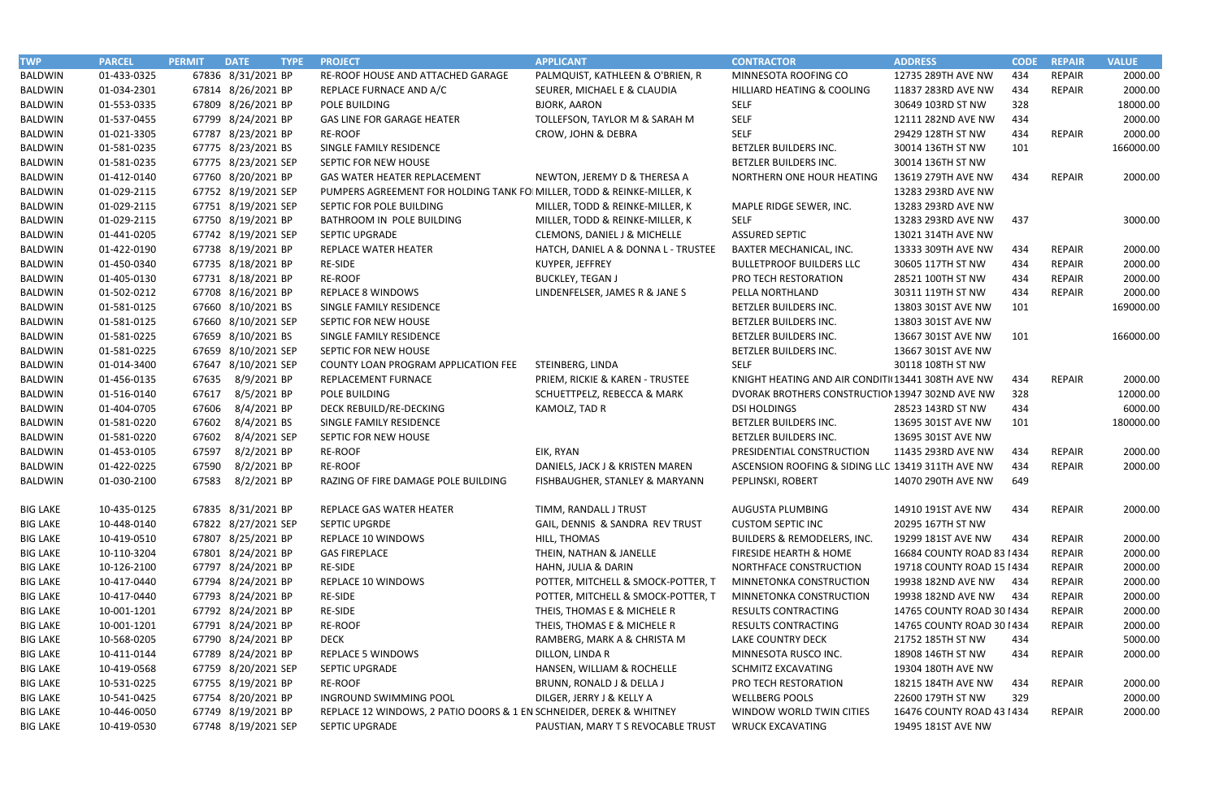| TWP | PARCEL | PERMIT | DATE | TYPE | PROJECT | APPLICANT | CONTRACTOR | ADDRESS | CODE | REPAIR | VALUE |
|---|---|---|---|---|---|---|---|---|---|---|---|
| BALDWIN | 01-433-0325 | 67836 | 8/31/2021 | BP | RE-ROOF HOUSE AND ATTACHED GARAGE | PALMQUIST, KATHLEEN & O'BRIEN, R | MINNESOTA ROOFING CO | 12735 289TH AVE NW | 434 | REPAIR | 2000.00 |
| BALDWIN | 01-034-2301 | 67814 | 8/26/2021 | BP | REPLACE FURNACE AND A/C | SEURER, MICHAEL E & CLAUDIA | HILLIARD HEATING & COOLING | 11837 283RD AVE NW | 434 | REPAIR | 2000.00 |
| BALDWIN | 01-553-0335 | 67809 | 8/26/2021 | BP | POLE BUILDING | BJORK, AARON | SELF | 30649 103RD ST NW | 328 | | 18000.00 |
| BALDWIN | 01-537-0455 | 67799 | 8/24/2021 | BP | GAS LINE FOR GARAGE HEATER | TOLLEFSON, TAYLOR M & SARAH M | SELF | 12111 282ND AVE NW | 434 | | 2000.00 |
| BALDWIN | 01-021-3305 | 67787 | 8/23/2021 | BP | RE-ROOF | CROW, JOHN & DEBRA | SELF | 29429 128TH ST NW | 434 | REPAIR | 2000.00 |
| BALDWIN | 01-581-0235 | 67775 | 8/23/2021 | BS | SINGLE FAMILY RESIDENCE | | BETZLER BUILDERS INC. | 30014 136TH ST NW | 101 | | 166000.00 |
| BALDWIN | 01-581-0235 | 67775 | 8/23/2021 | SEP | SEPTIC FOR NEW HOUSE | | BETZLER BUILDERS INC. | 30014 136TH ST NW | | | |
| BALDWIN | 01-412-0140 | 67760 | 8/20/2021 | BP | GAS WATER HEATER REPLACEMENT | NEWTON, JEREMY D & THERESA A | NORTHERN ONE HOUR HEATING | 13619 279TH AVE NW | 434 | REPAIR | 2000.00 |
| BALDWIN | 01-029-2115 | 67752 | 8/19/2021 | SEP | PUMPERS AGREEMENT FOR HOLDING TANK FO | MILLER, TODD & REINKE-MILLER, K | | 13283 293RD AVE NW | | | |
| BALDWIN | 01-029-2115 | 67751 | 8/19/2021 | SEP | SEPTIC FOR POLE BUILDING | MILLER, TODD & REINKE-MILLER, K | MAPLE RIDGE SEWER, INC. | 13283 293RD AVE NW | | | |
| BALDWIN | 01-029-2115 | 67750 | 8/19/2021 | BP | BATHROOM IN POLE BUILDING | MILLER, TODD & REINKE-MILLER, K | SELF | 13283 293RD AVE NW | 437 | | 3000.00 |
| BALDWIN | 01-441-0205 | 67742 | 8/19/2021 | SEP | SEPTIC UPGRADE | CLEMONS, DANIEL J & MICHELLE | ASSURED SEPTIC | 13021 314TH AVE NW | | | |
| BALDWIN | 01-422-0190 | 67738 | 8/19/2021 | BP | REPLACE WATER HEATER | HATCH, DANIEL A & DONNA L - TRUSTEE | BAXTER MECHANICAL, INC. | 13333 309TH AVE NW | 434 | REPAIR | 2000.00 |
| BALDWIN | 01-450-0340 | 67735 | 8/18/2021 | BP | RE-SIDE | KUYPER, JEFFREY | BULLETPROOF BUILDERS LLC | 30605 117TH ST NW | 434 | REPAIR | 2000.00 |
| BALDWIN | 01-405-0130 | 67731 | 8/18/2021 | BP | RE-ROOF | BUCKLEY, TEGAN J | PRO TECH RESTORATION | 28521 100TH ST NW | 434 | REPAIR | 2000.00 |
| BALDWIN | 01-502-0212 | 67708 | 8/16/2021 | BP | REPLACE 8 WINDOWS | LINDENFELSER, JAMES R & JANE S | PELLA NORTHLAND | 30311 119TH ST NW | 434 | REPAIR | 2000.00 |
| BALDWIN | 01-581-0125 | 67660 | 8/10/2021 | BS | SINGLE FAMILY RESIDENCE | | BETZLER BUILDERS INC. | 13803 301ST AVE NW | 101 | | 169000.00 |
| BALDWIN | 01-581-0125 | 67660 | 8/10/2021 | SEP | SEPTIC FOR NEW HOUSE | | BETZLER BUILDERS INC. | 13803 301ST AVE NW | | | |
| BALDWIN | 01-581-0225 | 67659 | 8/10/2021 | BS | SINGLE FAMILY RESIDENCE | | BETZLER BUILDERS INC. | 13667 301ST AVE NW | 101 | | 166000.00 |
| BALDWIN | 01-581-0225 | 67659 | 8/10/2021 | SEP | SEPTIC FOR NEW HOUSE | | BETZLER BUILDERS INC. | 13667 301ST AVE NW | | | |
| BALDWIN | 01-014-3400 | 67647 | 8/10/2021 | SEP | COUNTY LOAN PROGRAM APPLICATION FEE | STEINBERG, LINDA | SELF | 30118 108TH ST NW | | | |
| BALDWIN | 01-456-0135 | 67635 | 8/9/2021 | BP | REPLACEMENT FURNACE | PRIEM, RICKIE & KAREN - TRUSTEE | KNIGHT HEATING AND AIR CONDITI | 13441 308TH AVE NW | 434 | REPAIR | 2000.00 |
| BALDWIN | 01-516-0140 | 67617 | 8/5/2021 | BP | POLE BUILDING | SCHUETTPELZ, REBECCA & MARK | DVORAK BROTHERS CONSTRUCTION | 13947 302ND AVE NW | 328 | | 12000.00 |
| BALDWIN | 01-404-0705 | 67606 | 8/4/2021 | BP | DECK REBUILD/RE-DECKING | KAMOLZ, TAD R | DSI HOLDINGS | 28523 143RD ST NW | 434 | | 6000.00 |
| BALDWIN | 01-581-0220 | 67602 | 8/4/2021 | BS | SINGLE FAMILY RESIDENCE | | BETZLER BUILDERS INC. | 13695 301ST AVE NW | 101 | | 180000.00 |
| BALDWIN | 01-581-0220 | 67602 | 8/4/2021 | SEP | SEPTIC FOR NEW HOUSE | | BETZLER BUILDERS INC. | 13695 301ST AVE NW | | | |
| BALDWIN | 01-453-0105 | 67597 | 8/2/2021 | BP | RE-ROOF | EIK, RYAN | PRESIDENTIAL CONSTRUCTION | 11435 293RD AVE NW | 434 | REPAIR | 2000.00 |
| BALDWIN | 01-422-0225 | 67590 | 8/2/2021 | BP | RE-ROOF | DANIELS, JACK J & KRISTEN MAREN | ASCENSION ROOFING & SIDING LLC | 13419 311TH AVE NW | 434 | REPAIR | 2000.00 |
| BALDWIN | 01-030-2100 | 67583 | 8/2/2021 | BP | RAZING OF FIRE DAMAGE POLE BUILDING | FISHBAUGHER, STANLEY & MARYANN | PEPLINSKI, ROBERT | 14070 290TH AVE NW | 649 | | |
| | | | | | | | | | | | |
| BIG LAKE | 10-435-0125 | 67835 | 8/31/2021 | BP | REPLACE GAS WATER HEATER | TIMM, RANDALL J TRUST | AUGUSTA PLUMBING | 14910 191ST AVE NW | 434 | REPAIR | 2000.00 |
| BIG LAKE | 10-448-0140 | 67822 | 8/27/2021 | SEP | SEPTIC UPGRDE | GAIL, DENNIS & SANDRA REV TRUST | CUSTOM SEPTIC INC | 20295 167TH ST NW | | | |
| BIG LAKE | 10-419-0510 | 67807 | 8/25/2021 | BP | REPLACE 10 WINDOWS | HILL, THOMAS | BUILDERS & REMODELERS, INC. | 19299 181ST AVE NW | 434 | REPAIR | 2000.00 |
| BIG LAKE | 10-110-3204 | 67801 | 8/24/2021 | BP | GAS FIREPLACE | THEIN, NATHAN & JANELLE | FIRESIDE HEARTH & HOME | 16684 COUNTY ROAD 83 I | 434 | REPAIR | 2000.00 |
| BIG LAKE | 10-126-2100 | 67797 | 8/24/2021 | BP | RE-SIDE | HAHN, JULIA & DARIN | NORTHFACE CONSTRUCTION | 19718 COUNTY ROAD 15 I | 434 | REPAIR | 2000.00 |
| BIG LAKE | 10-417-0440 | 67794 | 8/24/2021 | BP | REPLACE 10 WINDOWS | POTTER, MITCHELL & SMOCK-POTTER, T | MINNETONKA CONSTRUCTION | 19938 182ND AVE NW | 434 | REPAIR | 2000.00 |
| BIG LAKE | 10-417-0440 | 67793 | 8/24/2021 | BP | RE-SIDE | POTTER, MITCHELL & SMOCK-POTTER, T | MINNETONKA CONSTRUCTION | 19938 182ND AVE NW | 434 | REPAIR | 2000.00 |
| BIG LAKE | 10-001-1201 | 67792 | 8/24/2021 | BP | RE-SIDE | THEIS, THOMAS E & MICHELE R | RESULTS CONTRACTING | 14765 COUNTY ROAD 30 I | 434 | REPAIR | 2000.00 |
| BIG LAKE | 10-001-1201 | 67791 | 8/24/2021 | BP | RE-ROOF | THEIS, THOMAS E & MICHELE R | RESULTS CONTRACTING | 14765 COUNTY ROAD 30 I | 434 | REPAIR | 2000.00 |
| BIG LAKE | 10-568-0205 | 67790 | 8/24/2021 | BP | DECK | RAMBERG, MARK A & CHRISTA M | LAKE COUNTRY DECK | 21752 185TH ST NW | 434 | | 5000.00 |
| BIG LAKE | 10-411-0144 | 67789 | 8/24/2021 | BP | REPLACE 5 WINDOWS | DILLON, LINDA R | MINNESOTA RUSCO INC. | 18908 146TH ST NW | 434 | REPAIR | 2000.00 |
| BIG LAKE | 10-419-0568 | 67759 | 8/20/2021 | SEP | SEPTIC UPGRADE | HANSEN, WILLIAM & ROCHELLE | SCHMITZ EXCAVATING | 19304 180TH AVE NW | | | |
| BIG LAKE | 10-531-0225 | 67755 | 8/19/2021 | BP | RE-ROOF | BRUNN, RONALD J & DELLA J | PRO TECH RESTORATION | 18215 184TH AVE NW | 434 | REPAIR | 2000.00 |
| BIG LAKE | 10-541-0425 | 67754 | 8/20/2021 | BP | INGROUND SWIMMING POOL | DILGER, JERRY J & KELLY A | WELLBERG POOLS | 22600 179TH ST NW | 329 | | 2000.00 |
| BIG LAKE | 10-446-0050 | 67749 | 8/19/2021 | BP | REPLACE 12 WINDOWS, 2 PATIO DOORS & 1 EN | SCHNEIDER, DEREK & WHITNEY | WINDOW WORLD TWIN CITIES | 16476 COUNTY ROAD 43 I | 434 | REPAIR | 2000.00 |
| BIG LAKE | 10-419-0530 | 67748 | 8/19/2021 | SEP | SEPTIC UPGRADE | PAUSTIAN, MARY T S REVOCABLE TRUST | WRUCK EXCAVATING | 19495 181ST AVE NW | | | |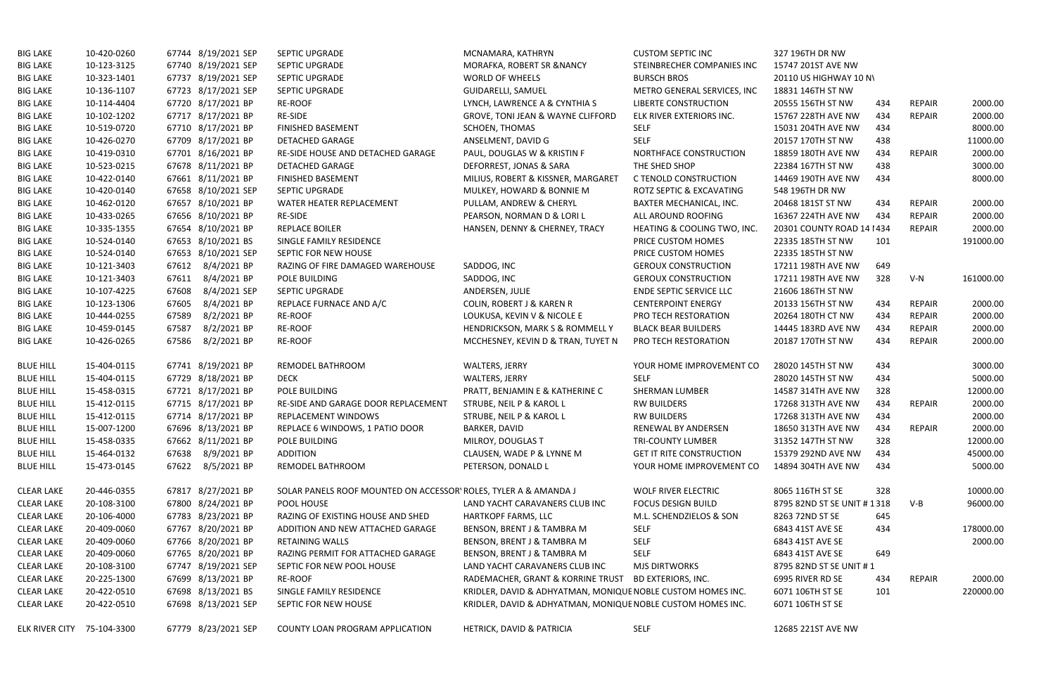| | | | | | | | | | | | |
|---|---|---|---|---|---|---|---|---|---|---|---|
| BIG LAKE | 10-420-0260 | 67744 | 8/19/2021 SEP | SEPTIC UPGRADE | MCNAMARA, KATHRYN | CUSTOM SEPTIC INC | 327 196TH DR NW | | | |
| BIG LAKE | 10-123-3125 | 67740 | 8/19/2021 SEP | SEPTIC UPGRADE | MORAFKA, ROBERT SR &NANCY | STEINBRECHER COMPANIES INC | 15747 201ST AVE NW | | | |
| BIG LAKE | 10-323-1401 | 67737 | 8/19/2021 SEP | SEPTIC UPGRADE | WORLD OF WHEELS | BURSCH BROS | 20110 US HIGHWAY 10 N\ | | | |
| BIG LAKE | 10-136-1107 | 67723 | 8/17/2021 SEP | SEPTIC UPGRADE | GUIDARELLI, SAMUEL | METRO GENERAL SERVICES, INC | 18831 146TH ST NW | | | |
| BIG LAKE | 10-114-4404 | 67720 | 8/17/2021 BP | RE-ROOF | LYNCH, LAWRENCE A & CYNTHIA S | LIBERTE CONSTRUCTION | 20555 156TH ST NW | 434 | REPAIR | 2000.00 |
| BIG LAKE | 10-102-1202 | 67717 | 8/17/2021 BP | RE-SIDE | GROVE, TONI JEAN & WAYNE CLIFFORD | ELK RIVER EXTERIORS INC. | 15767 228TH AVE NW | 434 | REPAIR | 2000.00 |
| BIG LAKE | 10-519-0720 | 67710 | 8/17/2021 BP | FINISHED BASEMENT | SCHOEN, THOMAS | SELF | 15031 204TH AVE NW | 434 | | 8000.00 |
| BIG LAKE | 10-426-0270 | 67709 | 8/17/2021 BP | DETACHED GARAGE | ANSELMENT, DAVID G | SELF | 20157 170TH ST NW | 438 | | 11000.00 |
| BIG LAKE | 10-419-0310 | 67701 | 8/16/2021 BP | RE-SIDE HOUSE AND DETACHED GARAGE | PAUL, DOUGLAS W & KRISTIN F | NORTHFACE CONSTRUCTION | 18859 180TH AVE NW | 434 | REPAIR | 2000.00 |
| BIG LAKE | 10-523-0215 | 67678 | 8/11/2021 BP | DETACHED GARAGE | DEFORREST, JONAS & SARA | THE SHED SHOP | 22384 167TH ST NW | 438 | | 3000.00 |
| BIG LAKE | 10-422-0140 | 67661 | 8/11/2021 BP | FINISHED BASEMENT | MILIUS, ROBERT & KISSNER, MARGARET | C TENOLD CONSTRUCTION | 14469 190TH AVE NW | 434 | | 8000.00 |
| BIG LAKE | 10-420-0140 | 67658 | 8/10/2021 SEP | SEPTIC UPGRADE | MULKEY, HOWARD & BONNIE M | ROTZ SEPTIC & EXCAVATING | 548 196TH DR NW | | | |
| BIG LAKE | 10-462-0120 | 67657 | 8/10/2021 BP | WATER HEATER REPLACEMENT | PULLAM, ANDREW & CHERYL | BAXTER MECHANICAL, INC. | 20468 181ST ST NW | 434 | REPAIR | 2000.00 |
| BIG LAKE | 10-433-0265 | 67656 | 8/10/2021 BP | RE-SIDE | PEARSON, NORMAN D & LORI L | ALL AROUND ROOFING | 16367 224TH AVE NW | 434 | REPAIR | 2000.00 |
| BIG LAKE | 10-335-1355 | 67654 | 8/10/2021 BP | REPLACE BOILER | HANSEN, DENNY & CHERNEY, TRACY | HEATING & COOLING TWO, INC. | 20301 COUNTY ROAD 14 I | 434 | REPAIR | 2000.00 |
| BIG LAKE | 10-524-0140 | 67653 | 8/10/2021 BS | SINGLE FAMILY RESIDENCE | | PRICE CUSTOM HOMES | 22335 185TH ST NW | 101 | | 191000.00 |
| BIG LAKE | 10-524-0140 | 67653 | 8/10/2021 SEP | SEPTIC FOR NEW HOUSE | | PRICE CUSTOM HOMES | 22335 185TH ST NW | | | |
| BIG LAKE | 10-121-3403 | 67612 | 8/4/2021 BP | RAZING OF FIRE DAMAGED WAREHOUSE | SADDOG, INC | GEROUX CONSTRUCTION | 17211 198TH AVE NW | 649 | | |
| BIG LAKE | 10-121-3403 | 67611 | 8/4/2021 BP | POLE BUILDING | SADDOG, INC | GEROUX CONSTRUCTION | 17211 198TH AVE NW | 328 | V-N | 161000.00 |
| BIG LAKE | 10-107-4225 | 67608 | 8/4/2021 SEP | SEPTIC UPGRADE | ANDERSEN, JULIE | ENDE SEPTIC SERVICE LLC | 21606 186TH ST NW | | | |
| BIG LAKE | 10-123-1306 | 67605 | 8/4/2021 BP | REPLACE FURNACE AND A/C | COLIN, ROBERT J & KAREN R | CENTERPOINT ENERGY | 20133 156TH ST NW | 434 | REPAIR | 2000.00 |
| BIG LAKE | 10-444-0255 | 67589 | 8/2/2021 BP | RE-ROOF | LOUKUSA, KEVIN V & NICOLE E | PRO TECH RESTORATION | 20264 180TH CT NW | 434 | REPAIR | 2000.00 |
| BIG LAKE | 10-459-0145 | 67587 | 8/2/2021 BP | RE-ROOF | HENDRICKSON, MARK S & ROMMELL Y | BLACK BEAR BUILDERS | 14445 183RD AVE NW | 434 | REPAIR | 2000.00 |
| BIG LAKE | 10-426-0265 | 67586 | 8/2/2021 BP | RE-ROOF | MCCHESNEY, KEVIN D & TRAN, TUYET N | PRO TECH RESTORATION | 20187 170TH ST NW | 434 | REPAIR | 2000.00 |
| BLUE HILL | 15-404-0115 | 67741 | 8/19/2021 BP | REMODEL BATHROOM | WALTERS, JERRY | YOUR HOME IMPROVEMENT CO | 28020 145TH ST NW | 434 | | 3000.00 |
| BLUE HILL | 15-404-0115 | 67729 | 8/18/2021 BP | DECK | WALTERS, JERRY | SELF | 28020 145TH ST NW | 434 | | 5000.00 |
| BLUE HILL | 15-458-0315 | 67721 | 8/17/2021 BP | POLE BUILDING | PRATT, BENJAMIN E & KATHERINE C | SHERMAN LUMBER | 14587 314TH AVE NW | 328 | | 12000.00 |
| BLUE HILL | 15-412-0115 | 67715 | 8/17/2021 BP | RE-SIDE AND GARAGE DOOR REPLACEMENT | STRUBE, NEIL P & KAROL L | RW BUILDERS | 17268 313TH AVE NW | 434 | REPAIR | 2000.00 |
| BLUE HILL | 15-412-0115 | 67714 | 8/17/2021 BP | REPLACEMENT WINDOWS | STRUBE, NEIL P & KAROL L | RW BUILDERS | 17268 313TH AVE NW | 434 | | 2000.00 |
| BLUE HILL | 15-007-1200 | 67696 | 8/13/2021 BP | REPLACE 6 WINDOWS, 1 PATIO DOOR | BARKER, DAVID | RENEWAL BY ANDERSEN | 18650 313TH AVE NW | 434 | REPAIR | 2000.00 |
| BLUE HILL | 15-458-0335 | 67662 | 8/11/2021 BP | POLE BUILDING | MILROY, DOUGLAS T | TRI-COUNTY LUMBER | 31352 147TH ST NW | 328 | | 12000.00 |
| BLUE HILL | 15-464-0132 | 67638 | 8/9/2021 BP | ADDITION | CLAUSEN, WADE P & LYNNE M | GET IT RITE CONSTRUCTION | 15379 292ND AVE NW | 434 | | 45000.00 |
| BLUE HILL | 15-473-0145 | 67622 | 8/5/2021 BP | REMODEL BATHROOM | PETERSON, DONALD L | YOUR HOME IMPROVEMENT CO | 14894 304TH AVE NW | 434 | | 5000.00 |
| CLEAR LAKE | 20-446-0355 | 67817 | 8/27/2021 BP | SOLAR PANELS ROOF MOUNTED ON ACCESSOR' | ROLES, TYLER A & AMANDA J | WOLF RIVER ELECTRIC | 8065 116TH ST SE | 328 | | 10000.00 |
| CLEAR LAKE | 20-108-3100 | 67800 | 8/24/2021 BP | POOL HOUSE | LAND YACHT CARAVANERS CLUB INC | FOCUS DESIGN BUILD | 8795 82ND ST SE UNIT # 1 | 318 | V-B | 96000.00 |
| CLEAR LAKE | 20-106-4000 | 67783 | 8/23/2021 BP | RAZING OF EXISTING HOUSE AND SHED | HARTKOPF FARMS, LLC | M.L. SCHENDZIELOS & SON | 8263 72ND ST SE | 645 | | |
| CLEAR LAKE | 20-409-0060 | 67767 | 8/20/2021 BP | ADDITION AND NEW ATTACHED GARAGE | BENSON, BRENT J & TAMBRA M | SELF | 6843 41ST AVE SE | 434 | | 178000.00 |
| CLEAR LAKE | 20-409-0060 | 67766 | 8/20/2021 BP | RETAINING WALLS | BENSON, BRENT J & TAMBRA M | SELF | 6843 41ST AVE SE | | | 2000.00 |
| CLEAR LAKE | 20-409-0060 | 67765 | 8/20/2021 BP | RAZING PERMIT FOR ATTACHED GARAGE | BENSON, BRENT J & TAMBRA M | SELF | 6843 41ST AVE SE | 649 | | |
| CLEAR LAKE | 20-108-3100 | 67747 | 8/19/2021 SEP | SEPTIC FOR NEW POOL HOUSE | LAND YACHT CARAVANERS CLUB INC | MJS DIRTWORKS | 8795 82ND ST SE UNIT # 1 | | | |
| CLEAR LAKE | 20-225-1300 | 67699 | 8/13/2021 BP | RE-ROOF | RADEMACHER, GRANT & KORRINE TRUST | BD EXTERIORS, INC. | 6995 RIVER RD SE | 434 | REPAIR | 2000.00 |
| CLEAR LAKE | 20-422-0510 | 67698 | 8/13/2021 BS | SINGLE FAMILY RESIDENCE | KRIDLER, DAVID & ADHYATMAN, MONIQUE | NOBLE CUSTOM HOMES INC. | 6071 106TH ST SE | 101 | | 220000.00 |
| CLEAR LAKE | 20-422-0510 | 67698 | 8/13/2021 SEP | SEPTIC FOR NEW HOUSE | KRIDLER, DAVID & ADHYATMAN, MONIQUE | NOBLE CUSTOM HOMES INC. | 6071 106TH ST SE | | | |
| ELK RIVER CITY | 75-104-3300 | 67779 | 8/23/2021 SEP | COUNTY LOAN PROGRAM APPLICATION | HETRICK, DAVID & PATRICIA | SELF | 12685 221ST AVE NW | | | |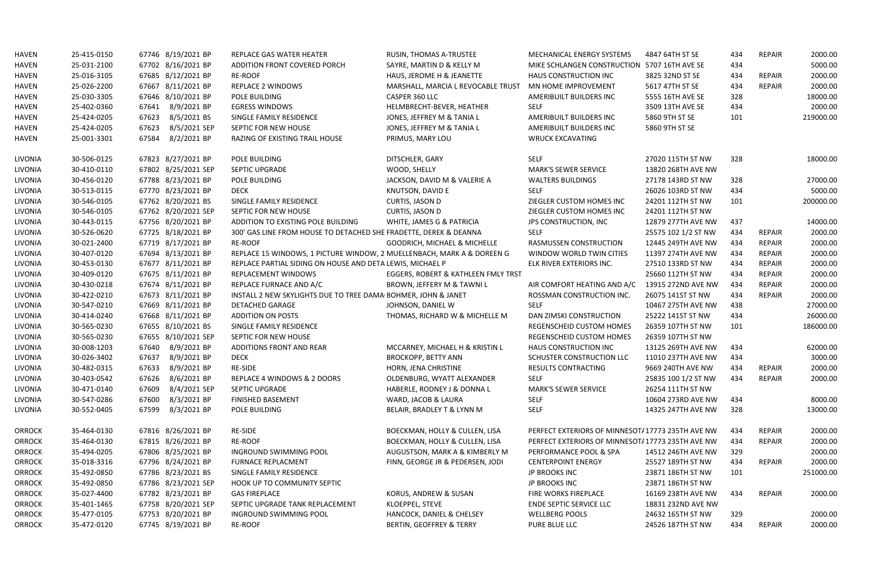| | | | | | | | | | | |
|---|---|---|---|---|---|---|---|---|---|---|
| HAVEN | 25-415-0150 | 67746 8/19/2021 BP | REPLACE GAS WATER HEATER | RUSIN, THOMAS A-TRUSTEE | MECHANICAL ENERGY SYSTEMS | 4847 64TH ST SE | 434 | REPAIR | 2000.00 |
| HAVEN | 25-031-2100 | 67702 8/16/2021 BP | ADDITION FRONT COVERED PORCH | SAYRE, MARTIN D & KELLY M | MIKE SCHLANGEN CONSTRUCTION | 5707 16TH AVE SE | 434 | | 5000.00 |
| HAVEN | 25-016-3105 | 67685 8/12/2021 BP | RE-ROOF | HAUS, JEROME H & JEANETTE | HAUS CONSTRUCTION INC | 3825 32ND ST SE | 434 | REPAIR | 2000.00 |
| HAVEN | 25-026-2200 | 67667 8/11/2021 BP | REPLACE 2 WINDOWS | MARSHALL, MARCIA L REVOCABLE TRUST | MN HOME IMPROVEMENT | 5617 47TH ST SE | 434 | REPAIR | 2000.00 |
| HAVEN | 25-030-3305 | 67646 8/10/2021 BP | POLE BUILDING | CASPER 360 LLC | AMERIBUILT BUILDERS INC | 5555 16TH AVE SE | 328 | | 18000.00 |
| HAVEN | 25-402-0360 | 67641 8/9/2021 BP | EGRESS WINDOWS | HELMBRECHT-BEVER, HEATHER | SELF | 3509 13TH AVE SE | 434 | | 2000.00 |
| HAVEN | 25-424-0205 | 67623 8/5/2021 BS | SINGLE FAMILY RESIDENCE | JONES, JEFFREY M & TANIA L | AMERIBUILT BUILDERS INC | 5860 9TH ST SE | 101 | | 219000.00 |
| HAVEN | 25-424-0205 | 67623 8/5/2021 SEP | SEPTIC FOR NEW HOUSE | JONES, JEFFREY M & TANIA L | AMERIBUILT BUILDERS INC | 5860 9TH ST SE | | | |
| HAVEN | 25-001-3301 | 67584 8/2/2021 BP | RAZING OF EXISTING TRAIL HOUSE | PRIMUS, MARY LOU | WRUCK EXCAVATING | | | | |
| | | | | | | | | | |
| LIVONIA | 30-506-0125 | 67823 8/27/2021 BP | POLE BUILDING | DITSCHLER, GARY | SELF | 27020 115TH ST NW | 328 | | 18000.00 |
| LIVONIA | 30-410-0110 | 67802 8/25/2021 SEP | SEPTIC UPGRADE | WOOD, SHELLY | MARK'S SEWER SERVICE | 13820 268TH AVE NW | | | |
| LIVONIA | 30-456-0120 | 67788 8/23/2021 BP | POLE BUILDING | JACKSON, DAVID M & VALERIE A | WALTERS BUILDINGS | 27178 143RD ST NW | 328 | | 27000.00 |
| LIVONIA | 30-513-0115 | 67770 8/23/2021 BP | DECK | KNUTSON, DAVID E | SELF | 26026 103RD ST NW | 434 | | 5000.00 |
| LIVONIA | 30-546-0105 | 67762 8/20/2021 BS | SINGLE FAMILY RESIDENCE | CURTIS, JASON D | ZIEGLER CUSTOM HOMES INC | 24201 112TH ST NW | 101 | | 200000.00 |
| LIVONIA | 30-546-0105 | 67762 8/20/2021 SEP | SEPTIC FOR NEW HOUSE | CURTIS, JASON D | ZIEGLER CUSTOM HOMES INC | 24201 112TH ST NW | | | |
| LIVONIA | 30-443-0115 | 67756 8/20/2021 BP | ADDITION TO EXISTING POLE BUILDING | WHITE, JAMES G & PATRICIA | JPS CONSTRUCTION, INC | 12879 277TH AVE NW | 437 | | 14000.00 |
| LIVONIA | 30-526-0620 | 67725 8/18/2021 BP | 300' GAS LINE FROM HOUSE TO DETACHED SHE | FRADETTE, DEREK & DEANNA | SELF | 25575 102 1/2 ST NW | 434 | REPAIR | 2000.00 |
| LIVONIA | 30-021-2400 | 67719 8/17/2021 BP | RE-ROOF | GOODRICH, MICHAEL & MICHELLE | RASMUSSEN CONSTRUCTION | 12445 249TH AVE NW | 434 | REPAIR | 2000.00 |
| LIVONIA | 30-407-0120 | 67694 8/13/2021 BP | REPLACE 15 WINDOWS, 1 PICTURE WINDOW, 2 | MUELLENBACH, MARK A & DOREEN G | WINDOW WORLD TWIN CITIES | 11397 274TH AVE NW | 434 | REPAIR | 2000.00 |
| LIVONIA | 30-453-0130 | 67677 8/11/2021 BP | REPLACE PARTIAL SIDING ON HOUSE AND DETA | LEWIS, MICHAEL P | ELK RIVER EXTERIORS INC. | 27510 133RD ST NW | 434 | REPAIR | 2000.00 |
| LIVONIA | 30-409-0120 | 67675 8/11/2021 BP | REPLACEMENT WINDOWS | EGGERS, ROBERT & KATHLEEN FMLY TRST | | 25660 112TH ST NW | 434 | REPAIR | 2000.00 |
| LIVONIA | 30-430-0218 | 67674 8/11/2021 BP | REPLACE FURNACE AND A/C | BROWN, JEFFERY M & TAWNI L | AIR COMFORT HEATING AND A/C | 13915 272ND AVE NW | 434 | REPAIR | 2000.00 |
| LIVONIA | 30-422-0210 | 67673 8/11/2021 BP | INSTALL 2 NEW SKYLIGHTS DUE TO TREE DAMA | BOHMER, JOHN & JANET | ROSSMAN CONSTRUCTION INC. | 26075 141ST ST NW | 434 | REPAIR | 2000.00 |
| LIVONIA | 30-547-0210 | 67669 8/11/2021 BP | DETACHED GARAGE | JOHNSON, DANIEL W | SELF | 10467 275TH AVE NW | 438 | | 27000.00 |
| LIVONIA | 30-414-0240 | 67668 8/11/2021 BP | ADDITION ON POSTS | THOMAS, RICHARD W & MICHELLE M | DAN ZIMSKI CONSTRUCTION | 25222 141ST ST NW | 434 | | 26000.00 |
| LIVONIA | 30-565-0230 | 67655 8/10/2021 BS | SINGLE FAMILY RESIDENCE | | REGENSCHEID CUSTOM HOMES | 26359 107TH ST NW | 101 | | 186000.00 |
| LIVONIA | 30-565-0230 | 67655 8/10/2021 SEP | SEPTIC FOR NEW HOUSE | | REGENSCHEID CUSTOM HOMES | 26359 107TH ST NW | | | |
| LIVONIA | 30-008-1203 | 67640 8/9/2021 BP | ADDITIONS FRONT AND REAR | MCCARNEY, MICHAEL H & KRISTIN L | HAUS CONSTRUCTION INC | 13125 269TH AVE NW | 434 | | 62000.00 |
| LIVONIA | 30-026-3402 | 67637 8/9/2021 BP | DECK | BROCKOPP, BETTY ANN | SCHUSTER CONSTRUCTION LLC | 11010 237TH AVE NW | 434 | | 3000.00 |
| LIVONIA | 30-482-0315 | 67633 8/9/2021 BP | RE-SIDE | HORN, JENA CHRISTINE | RESULTS CONTRACTING | 9669 240TH AVE NW | 434 | REPAIR | 2000.00 |
| LIVONIA | 30-403-0542 | 67626 8/6/2021 BP | REPLACE 4 WINDOWS & 2 DOORS | OLDENBURG, WYATT ALEXANDER | SELF | 25835 100 1/2 ST NW | 434 | REPAIR | 2000.00 |
| LIVONIA | 30-471-0140 | 67609 8/4/2021 SEP | SEPTIC UPGRADE | HABERLE, RODNEY J & DONNA L | MARK'S SEWER SERVICE | 26254 111TH ST NW | | | |
| LIVONIA | 30-547-0286 | 67600 8/3/2021 BP | FINISHED BASEMENT | WARD, JACOB & LAURA | SELF | 10604 273RD AVE NW | 434 | | 8000.00 |
| LIVONIA | 30-552-0405 | 67599 8/3/2021 BP | POLE BUILDING | BELAIR, BRADLEY T & LYNN M | SELF | 14325 247TH AVE NW | 328 | | 13000.00 |
| | | | | | | | | | |
| ORROCK | 35-464-0130 | 67816 8/26/2021 BP | RE-SIDE | BOECKMAN, HOLLY & CULLEN, LISA | PERFECT EXTERIORS OF MINNESOTA | 17773 235TH AVE NW | 434 | REPAIR | 2000.00 |
| ORROCK | 35-464-0130 | 67815 8/26/2021 BP | RE-ROOF | BOECKMAN, HOLLY & CULLEN, LISA | PERFECT EXTERIORS OF MINNESOTA | 17773 235TH AVE NW | 434 | REPAIR | 2000.00 |
| ORROCK | 35-494-0205 | 67806 8/25/2021 BP | INGROUND SWIMMING POOL | AUGUSTSON, MARK A & KIMBERLY M | PERFORMANCE POOL & SPA | 14512 246TH AVE NW | 329 | | 2000.00 |
| ORROCK | 35-018-3316 | 67796 8/24/2021 BP | FURNACE REPLACMENT | FINN, GEORGE JR & PEDERSEN, JODI | CENTERPOINT ENERGY | 25527 189TH ST NW | 434 | REPAIR | 2000.00 |
| ORROCK | 35-492-0850 | 67786 8/23/2021 BS | SINGLE FAMILY RESIDENCE | | JP BROOKS INC | 23871 186TH ST NW | 101 | | 251000.00 |
| ORROCK | 35-492-0850 | 67786 8/23/2021 SEP | HOOK UP TO COMMUNITY SEPTIC | | JP BROOKS INC | 23871 186TH ST NW | | | |
| ORROCK | 35-027-4400 | 67782 8/23/2021 BP | GAS FIREPLACE | KORUS, ANDREW & SUSAN | FIRE WORKS FIREPLACE | 16169 238TH AVE NW | 434 | REPAIR | 2000.00 |
| ORROCK | 35-401-1465 | 67758 8/20/2021 SEP | SEPTIC UPGRADE TANK REPLACEMENT | KLOEPPEL, STEVE | ENDE SEPTIC SERVICE LLC | 18831 232ND AVE NW | | | |
| ORROCK | 35-477-0105 | 67753 8/20/2021 BP | INGROUND SWIMMING POOL | HANCOCK, DANIEL & CHELSEY | WELLBERG POOLS | 24632 165TH ST NW | 329 | | 2000.00 |
| ORROCK | 35-472-0120 | 67745 8/19/2021 BP | RE-ROOF | BERTIN, GEOFFREY & TERRY | PURE BLUE LLC | 24526 187TH ST NW | 434 | REPAIR | 2000.00 |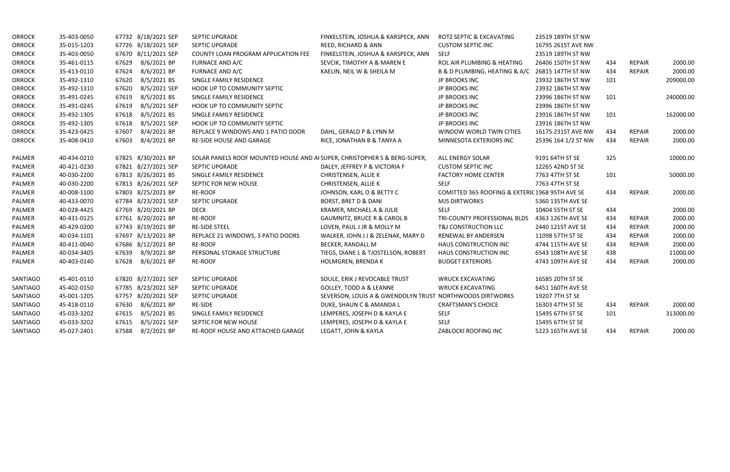| | | | | | | | | | | | |
|---|---|---|---|---|---|---|---|---|---|---|---|
| ORROCK | 35-403-0050 | 67732 | 8/18/2021 | SEP | SEPTIC UPGRADE | FINKELSTEIN, JOSHUA & KARSPECK, ANN | ROTZ SEPTIC & EXCAVATING | 23519 189TH ST NW | | | |
| ORROCK | 35-015-1203 | 67726 | 8/18/2021 | SEP | SEPTIC UPGRADE | REED, RICHARD & ANN | CUSTOM SEPTIC INC | 16795 261ST AVE NW | | | |
| ORROCK | 35-403-0050 | 67670 | 8/11/2021 | SEP | COUNTY LOAN PROGRAM APPLICATION FEE | FINKELSTEIN, JOSHUA & KARSPECK, ANN | SELF | 23519 189TH ST NW | | | |
| ORROCK | 35-461-0115 | 67629 | 8/6/2021 | BP | FURNACE AND A/C | SEVCIK, TIMOTHY A & MAREN E | ROL AIR PLUMBING & HEATING | 26406 150TH ST NW | 434 | REPAIR | 2000.00 |
| ORROCK | 35-413-0110 | 67624 | 8/6/2021 | BP | FURNACE AND A/C | KAELIN, NEIL W & SHEILA M | B & D PLUMBING, HEATING & A/C | 26815 147TH ST NW | 434 | REPAIR | 2000.00 |
| ORROCK | 35-492-1310 | 67620 | 8/5/2021 | BS | SINGLE FAMILY RESIDENCE | | JP BROOKS INC | 23932 186TH ST NW | 101 | | 209000.00 |
| ORROCK | 35-492-1310 | 67620 | 8/5/2021 | SEP | HOOK UP TO COMMUNITY SEPTIC | | JP BROOKS INC | 23932 186TH ST NW | | | |
| ORROCK | 35-491-0245 | 67619 | 8/5/2021 | BS | SINGLE FAMILY RESIDENCE | | JP BROOKS INC | 23996 186TH ST NW | 101 | | 240000.00 |
| ORROCK | 35-491-0245 | 67619 | 8/5/2021 | SEP | HOOK UP TO COMMUNITY SEPTIC | | JP BROOKS INC | 23996 186TH ST NW | | | |
| ORROCK | 35-492-1305 | 67618 | 8/5/2021 | BS | SINGLE FAMILY RESIDENCE | | JP BROOKS INC | 23916 186TH ST NW | 101 | | 162000.00 |
| ORROCK | 35-492-1305 | 67618 | 8/5/2021 | SEP | HOOK UP TO COMMUNITY SEPTIC | | JP BROOKS INC | 23916 186TH ST NW | | | |
| ORROCK | 35-423-0425 | 67607 | 8/4/2021 | BP | REPLACE 9 WINDOWS AND 1 PATIO DOOR | DAHL, GERALD P & LYNN M | WINDOW WORLD TWIN CITIES | 16175 231ST AVE NW | 434 | REPAIR | 2000.00 |
| ORROCK | 35-408-0410 | 67603 | 8/4/2021 | BP | RE-SIDE HOUSE AND GARAGE | RICE, JONATHAN B & TANYA A | MINNESOTA EXTERIORS INC | 25396 164 1/2 ST NW | 434 | REPAIR | 2000.00 |
| PALMER | 40-434-0210 | 67825 | 8/30/2021 | BP | SOLAR PANELS ROOF MOUNTED HOUSE AND A( | SUPER, CHRISTOPHER S & BERG-SUPER, | ALL ENERGY SOLAR | 9191 64TH ST SE | 325 | | 10000.00 |
| PALMER | 40-421-0230 | 67821 | 8/27/2021 | SEP | SEPTIC UPGRADE | DALEY, JEFFREY P & VICTORIA F | CUSTOM SEPTIC INC | 12265 42ND ST SE | | | |
| PALMER | 40-030-2200 | 67813 | 8/26/2021 | BS | SINGLE FAMILY RESIDENCE | CHRISTENSEN, ALLIE K | FACTORY HOME CENTER | 7763 47TH ST SE | 101 | | 50000.00 |
| PALMER | 40-030-2200 | 67813 | 8/26/2021 | SEP | SEPTIC FOR NEW HOUSE | CHRISTENSEN, ALLIE K | SELF | 7763 47TH ST SE | | | |
| PALMER | 40-008-1100 | 67803 | 8/25/2021 | BP | RE-ROOF | JOHNSON, KARL O & BETTY C | COMITTED 365 ROOFING & EXTERIC | 1968 95TH AVE SE | 434 | REPAIR | 2000.00 |
| PALMER | 40-433-0070 | 67784 | 8/23/2021 | SEP | SEPTIC UPGRADE | BORST, BRET D & DANI | MJS DIRTWORKS | 5360 135TH AVE SE | | | |
| PALMER | 40-028-4425 | 67769 | 8/20/2021 | BP | DECK | KRAMER, MICHAEL A & JULIE | SELF | 10404 55TH ST SE | 434 | | 2000.00 |
| PALMER | 40-431-0125 | 67761 | 8/20/2021 | BP | RE-ROOF | GAUMNITZ, BRUCE R & CAROL B | TRI-COUNTY PROFESSIONAL BLDS | 4363 126TH AVE SE | 434 | REPAIR | 2000.00 |
| PALMER | 40-429-0200 | 67743 | 8/19/2021 | BP | RE-SIDE STEEL | LOVEN, PAUL J JR & MOLLY M | T&J CONSTRUCTION LLC | 2440 121ST AVE SE | 434 | REPAIR | 2000.00 |
| PALMER | 40-034-1101 | 67697 | 8/13/2021 | BP | REPLACE 21 WINDOWS, 3 PATIO DOORS | WALKER, JOHN J J & ZELENAK, MARY D | RENEWAL BY ANDERSEN | 11098 57TH ST SE | 434 | REPAIR | 2000.00 |
| PALMER | 40-411-0040 | 67686 | 8/12/2021 | BP | RE-ROOF | BECKER, RANDALL M | HAUS CONSTRUCTION INC | 4744 115TH AVE SE | 434 | REPAIR | 2000.00 |
| PALMER | 40-034-3405 | 67639 | 8/9/2021 | BP | PERSONAL STORAGE STRUCTURE | TIEGS, DIANE L & TJOSTELSON, ROBERT | HAUS CONSTRUCTION INC | 6543 108TH AVE SE | 438 | | 11000.00 |
| PALMER | 40-403-0140 | 67628 | 8/6/2021 | BP | RE-ROOF | HOLMGREN, BRENDA K | BUDGET EXTERIORS | 4743 109TH AVE SE | 434 | REPAIR | 2000.00 |
| SANTIAGO | 45-401-0110 | 67820 | 8/27/2021 | SEP | SEPTIC UPGRADE | SOULE, ERIK J REVOCABLE TRUST | WRUCK EXCAVATING | 16585 20TH ST SE | | | |
| SANTIAGO | 45-402-0150 | 67785 | 8/23/2021 | SEP | SEPTIC UPGRADE | GOLLEY, TODD A & LEANNE | WRUCK EXCAVATING | 6451 160TH AVE SE | | | |
| SANTIAGO | 45-001-1205 | 67757 | 8/20/2021 | SEP | SEPTIC UPGRADE | SEVERSON, LOUIS A & GWENDOLYN TRUST | NORTHWOODS DIRTWORKS | 19207 7TH ST SE | | | |
| SANTIAGO | 45-418-0110 | 67630 | 8/6/2021 | BP | RE-SIDE | DUKE, SHAUN C & AMANDA L | CRAFTSMAN'S CHOICE | 16303 47TH ST SE | 434 | REPAIR | 2000.00 |
| SANTIAGO | 45-033-3202 | 67615 | 8/5/2021 | BS | SINGLE FAMILY RESIDENCE | LEMPERES, JOSEPH D & KAYLA E | SELF | 15495 67TH ST SE | 101 | | 313000.00 |
| SANTIAGO | 45-033-3202 | 67615 | 8/5/2021 | SEP | SEPTIC FOR NEW HOUSE | LEMPERES, JOSEPH D & KAYLA E | SELF | 15495 67TH ST SE | | | |
| SANTIAGO | 45-027-2401 | 67588 | 8/2/2021 | BP | RE-ROOF HOUSE AND ATTACHED GARAGE | LEGATT, JOHN & KAYLA | ZABLOCKI ROOFING INC | 5223 165TH AVE SE | 434 | REPAIR | 2000.00 |